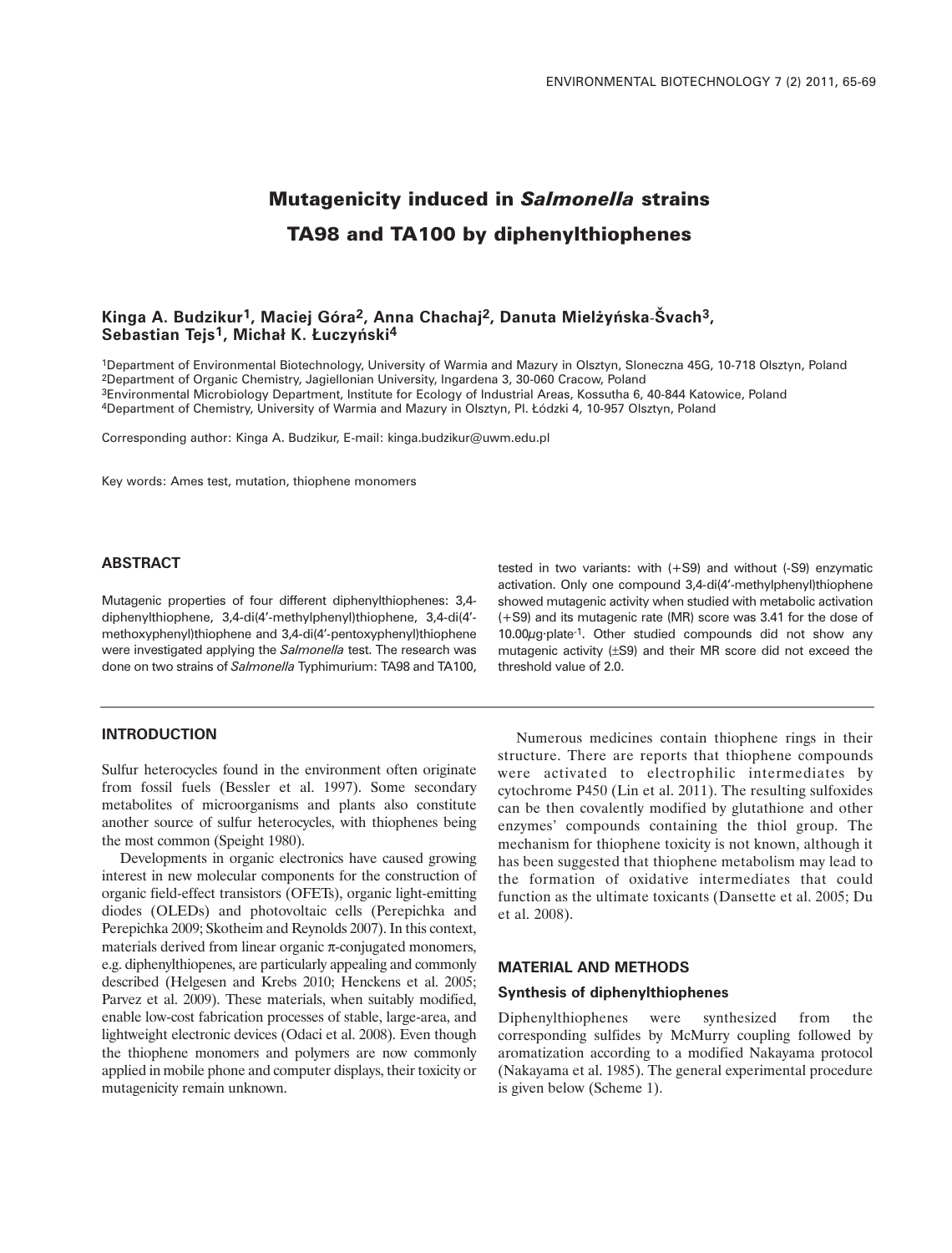# Mutagenicity induced in *Salmonella* strains TA98 and TA100 by diphenylthiophenes

**Kinga A. Budzikur[1], Maciej Góra[2], Anna Chachaj[2], Danuta Mielżyńska-Švach[3], Sebastian Tejs[1], Michał K. Łuczyński[4]**

[1]Department of Environmental Biotechnology, University of Warmia and Mazury in Olsztyn, Sloneczna 45G, 10-718 Olsztyn, Poland
[2]Department of Organic Chemistry, Jagiellonian University, Ingardena 3, 30-060 Cracow, Poland
[3]Environmental Microbiology Department, Institute for Ecology of Industrial Areas, Kossutha 6, 40-844 Katowice, Poland
[4]Department of Chemistry, University of Warmia and Mazury in Olsztyn, Pl. Łódzki 4, 10-957 Olsztyn, Poland

Corresponding author: Kinga A. Budzikur, E-mail: kinga.budzikur@uwm.edu.pl

Key words: Ames test, mutation, thiophene monomers

## ABSTRACT

Mutagenic properties of four different diphenylthiophenes: 3,4-diphenylthiophene, 3,4-di(4′-methylphenyl)thiophene, 3,4-di(4′-methoxyphenyl)thiophene and 3,4-di(4′-pentoxyphenyl)thiophene were investigated applying the *Salmonella* test. The research was done on two strains of *Salmonella* Typhimurium: TA98 and TA100, tested in two variants: with (+S9) and without (-S9) enzymatic activation. Only one compound 3,4-di(4′-methylphenyl)thiophene showed mutagenic activity when studied with metabolic activation (+S9) and its mutagenic rate (MR) score was 3.41 for the dose of 10.00$\mu$g·plate$^{-1}$. Other studied compounds did not show any mutagenic activity (±S9) and their MR score did not exceed the threshold value of 2.0.

## INTRODUCTION

Sulfur heterocycles found in the environment often originate from fossil fuels (Bessler et al. 1997). Some secondary metabolites of microorganisms and plants also constitute another source of sulfur heterocycles, with thiophenes being the most common (Speight 1980).

Developments in organic electronics have caused growing interest in new molecular components for the construction of organic field-effect transistors (OFETs), organic light-emitting diodes (OLEDs) and photovoltaic cells (Perepichka and Perepichka 2009; Skotheim and Reynolds 2007). In this context, materials derived from linear organic $\pi$-conjugated monomers, e.g. diphenylthiopenes, are particularly appealing and commonly described (Helgesen and Krebs 2010; Henckens et al. 2005; Parvez et al. 2009). These materials, when suitably modified, enable low-cost fabrication processes of stable, large-area, and lightweight electronic devices (Odaci et al. 2008). Even though the thiophene monomers and polymers are now commonly applied in mobile phone and computer displays, their toxicity or mutagenicity remain unknown.

Numerous medicines contain thiophene rings in their structure. There are reports that thiophene compounds were activated to electrophilic intermediates by cytochrome P450 (Lin et al. 2011). The resulting sulfoxides can be then covalently modified by glutathione and other enzymes' compounds containing the thiol group. The mechanism for thiophene toxicity is not known, although it has been suggested that thiophene metabolism may lead to the formation of oxidative intermediates that could function as the ultimate toxicants (Dansette et al. 2005; Du et al. 2008).

## MATERIAL AND METHODS

### Synthesis of diphenylthiophenes

Diphenylthiophenes were synthesized from the corresponding sulfides by McMurry coupling followed by aromatization according to a modified Nakayama protocol (Nakayama et al. 1985). The general experimental procedure is given below (Scheme 1).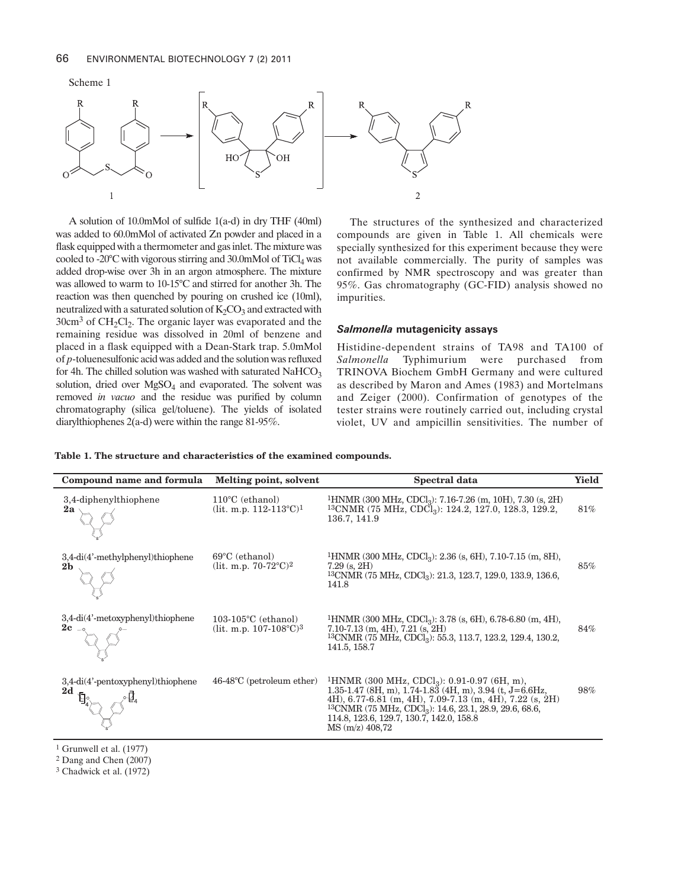Scheme 1

A solution of 10.0mMol of sulfide 1(a-d) in dry THF (40ml) was added to 60.0mMol of activated Zn powder and placed in a flask equipped with a thermometer and gas inlet. The mixture was cooled to -20°C with vigorous stirring and 30.0mMol of $TiCl_4$ was added drop-wise over 3h in an argon atmosphere. The mixture was allowed to warm to 10-15°C and stirred for another 3h. The reaction was then quenched by pouring on crushed ice (10ml), neutralized with a saturated solution of $K_2CO_3$ and extracted with 30cm$^3$ of $CH_2Cl_2$. The organic layer was evaporated and the remaining residue was dissolved in 20ml of benzene and placed in a flask equipped with a Dean-Stark trap. 5.0mMol of *p*-toluenesulfonic acid was added and the solution was refluxed for 4h. The chilled solution was washed with saturated $NaHCO_3$ solution, dried over $MgSO_4$ and evaporated. The solvent was removed *in vacuo* and the residue was purified by column chromatography (silica gel/toluene). The yields of isolated diarylthiophenes 2(a-d) were within the range 81-95%.

The structures of the synthesized and characterized compounds are given in Table 1. All chemicals were specially synthesized for this experiment because they were not available commercially. The purity of samples was confirmed by NMR spectroscopy and was greater than 95%. Gas chromatography (GC-FID) analysis showed no impurities.

### *Salmonella* mutagenicity assays

Histidine-dependent strains of TA98 and TA100 of *Salmonella* Typhimurium were purchased from TRINOVA Biochem GmbH Germany and were cultured as described by Maron and Ames (1983) and Mortelmans and Zeiger (2000). Confirmation of genotypes of the tester strains were routinely carried out, including crystal violet, UV and ampicillin sensitivities. The number of

**Table 1. The structure and characteristics of the examined compounds.**

| Compound name and formula | Melting point, solvent | Spectral data | Yield |
|---|---|---|---|
| 3,4-diphenylthiophene **2a** | 110°C (ethanol) (lit. m.p. 112-113°C)[1] | $^1$HNMR (300 MHz, $CDCl_3$): 7.16-7.26 (m, 10H), 7.30 (s, 2H) $^{13}$CNMR (75 MHz, $CDCl_3$): 124.2, 127.0, 128.3, 129.2, 136.7, 141.9 | 81% |
| 3,4-di(4'-methylphenyl)thiophene **2b** | 69°C (ethanol) (lit. m.p. 70-72°C)[2] | $^1$HNMR (300 MHz, $CDCl_3$): 2.36 (s, 6H), 7.10-7.15 (m, 8H), 7.29 (s, 2H) $^{13}$CNMR (75 MHz, $CDCl_3$): 21.3, 123.7, 129.0, 133.9, 136.6, 141.8 | 85% |
| 3,4-di(4'-metoxyphenyl)thiophene **2c** | 103-105°C (ethanol) (lit. m.p. 107-108°C)[3] | $^1$HNMR (300 MHz, $CDCl_3$): 3.78 (s, 6H), 6.78-6.80 (m, 4H), 7.10-7.13 (m, 4H), 7.21 (s, 2H) $^{13}$CNMR (75 MHz, $CDCl_3$): 55.3, 113.7, 123.2, 129.4, 130.2, 141.5, 158.7 | 84% |
| 3,4-di(4'-pentoxyphenyl)thiophene **2d** | 46-48°C (petroleum ether) | $^1$HNMR (300 MHz, $CDCl_3$): 0.91-0.97 (6H, m), 1.35-1.47 (8H, m), 1.74-1.83 (4H, m), 3.94 (t, J=6.6Hz, 4H), 6.77-6.81 (m, 4H), 7.09-7.13 (m, 4H), 7.22 (s, 2H) $^{13}$CNMR (75 MHz, $CDCl_3$): 14.6, 23.1, 28.9, 29.6, 68.6, 114.8, 123.6, 129.7, 130.7, 142.0, 158.8 MS (m/z) 408,72 | 98% |

[1] Grunwell et al. (1977)
[2] Dang and Chen (2007)
[3] Chadwick et al. (1972)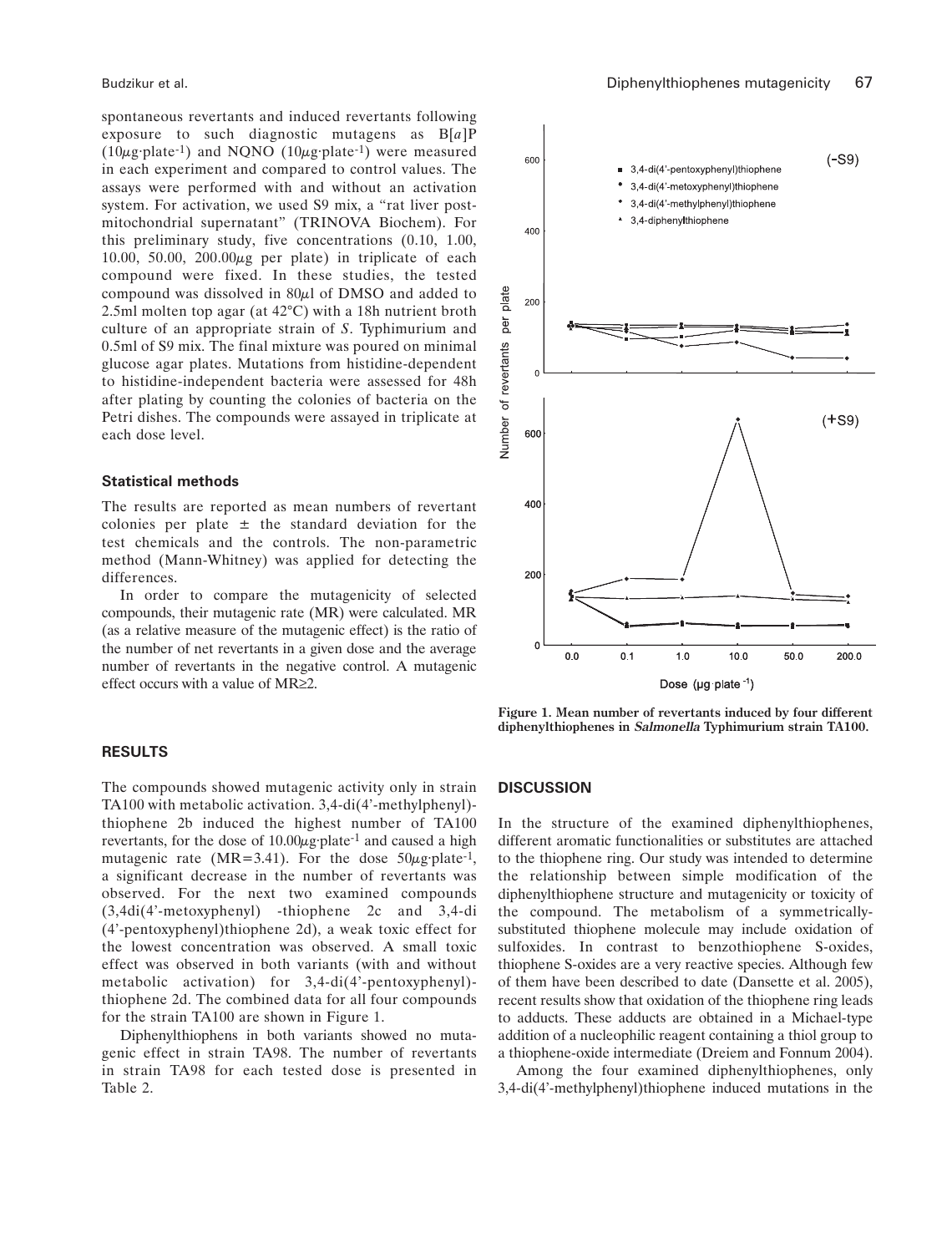spontaneous revertants and induced revertants following exposure to such diagnostic mutagens as B[*a*]P ($10\mu g \cdot plate^{-1}$) and NQNO ($10\mu g \cdot plate^{-1}$) were measured in each experiment and compared to control values. The assays were performed with and without an activation system. For activation, we used S9 mix, a "rat liver post-mitochondrial supernatant" (TRINOVA Biochem). For this preliminary study, five concentrations (0.10, 1.00, 10.00, 50.00, 200.00$\mu$g per plate) in triplicate of each compound were fixed. In these studies, the tested compound was dissolved in 80$\mu$l of DMSO and added to 2.5ml molten top agar (at 42°C) with a 18h nutrient broth culture of an appropriate strain of *S*. Typhimurium and 0.5ml of S9 mix. The final mixture was poured on minimal glucose agar plates. Mutations from histidine-dependent to histidine-independent bacteria were assessed for 48h after plating by counting the colonies of bacteria on the Petri dishes. The compounds were assayed in triplicate at each dose level.

### Statistical methods

The results are reported as mean numbers of revertant colonies per plate ± the standard deviation for the test chemicals and the controls. The non-parametric method (Mann-Whitney) was applied for detecting the differences.

In order to compare the mutagenicity of selected compounds, their mutagenic rate (MR) were calculated. MR (as a relative measure of the mutagenic effect) is the ratio of the number of net revertants in a given dose and the average number of revertants in the negative control. A mutagenic effect occurs with a value of MR≥2.

## RESULTS

The compounds showed mutagenic activity only in strain TA100 with metabolic activation. 3,4-di(4'-methylphenyl)-thiophene 2b induced the highest number of TA100 revertants, for the dose of $10.00\mu g \cdot plate^{-1}$ and caused a high mutagenic rate (MR=3.41). For the dose $50\mu g \cdot plate^{-1}$, a significant decrease in the number of revertants was observed. For the next two examined compounds (3,4di(4'-metoxyphenyl) -thiophene 2c and 3,4-di (4'-pentoxyphenyl)thiophene 2d), a weak toxic effect for the lowest concentration was observed. A small toxic effect was observed in both variants (with and without metabolic activation) for 3,4-di(4'-pentoxyphenyl)-thiophene 2d. The combined data for all four compounds for the strain TA100 are shown in Figure 1.

Diphenylthiophens in both variants showed no mutagenic effect in strain TA98. The number of revertants in strain TA98 for each tested dose is presented in Table 2.

**Figure 1. Mean number of revertants induced by four different diphenylthiophenes in *Salmonella* Typhimurium strain TA100.**

## DISCUSSION

In the structure of the examined diphenylthiophenes, different aromatic functionalities or substitutes are attached to the thiophene ring. Our study was intended to determine the relationship between simple modification of the diphenylthiophene structure and mutagenicity or toxicity of the compound. The metabolism of a symmetrically-substituted thiophene molecule may include oxidation of sulfoxides. In contrast to benzothiophene S-oxides, thiophene S-oxides are a very reactive species. Although few of them have been described to date (Dansette et al. 2005), recent results show that oxidation of the thiophene ring leads to adducts. These adducts are obtained in a Michael-type addition of a nucleophilic reagent containing a thiol group to a thiophene-oxide intermediate (Dreiem and Fonnum 2004).

Among the four examined diphenylthiophenes, only 3,4-di(4'-methylphenyl)thiophene induced mutations in the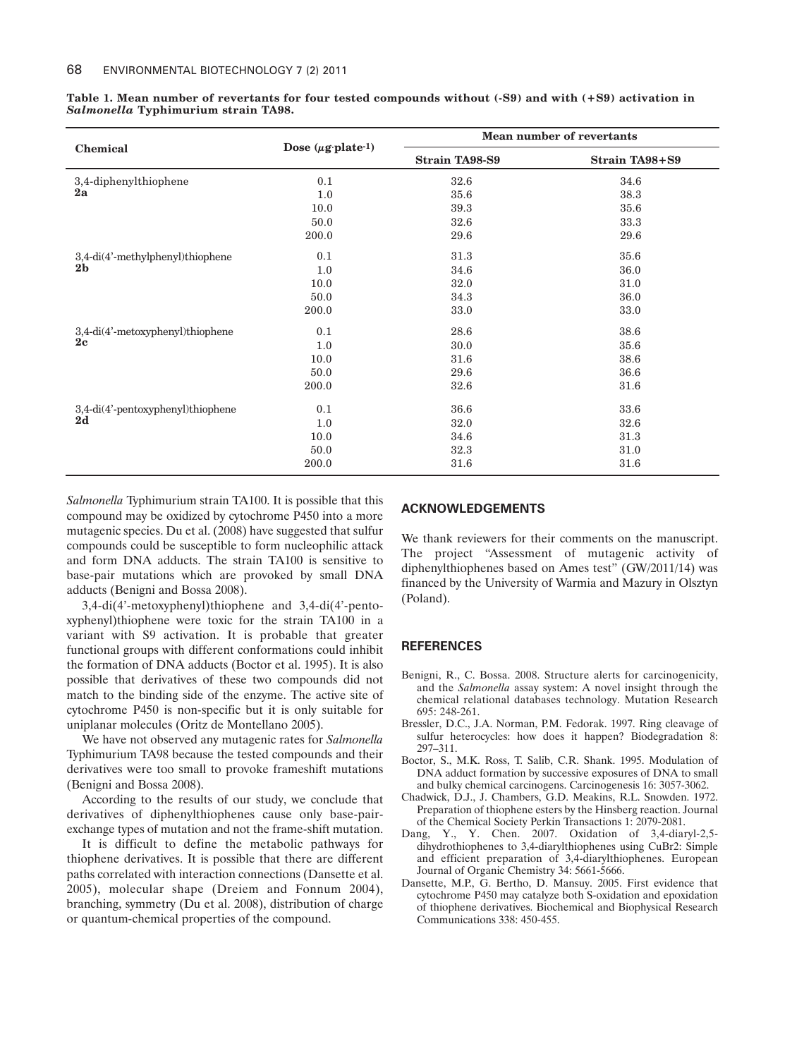**Table 1. Mean number of revertants for four tested compounds without (-S9) and with (+S9) activation in *Salmonella* Typhimurium strain TA98.**

| Chemical | Dose ($\mu$g·plate$^{-1}$) | Mean number of revertants | |
|---|---|---|---|
| | | Strain TA98-S9 | Strain TA98+S9 |
| 3,4-diphenylthiophene **2a** | 0.1 | 32.6 | 34.6 |
| | 1.0 | 35.6 | 38.3 |
| | 10.0 | 39.3 | 35.6 |
| | 50.0 | 32.6 | 33.3 |
| | 200.0 | 29.6 | 29.6 |
| 3,4-di(4'-methylphenyl)thiophene **2b** | 0.1 | 31.3 | 35.6 |
| | 1.0 | 34.6 | 36.0 |
| | 10.0 | 32.0 | 31.0 |
| | 50.0 | 34.3 | 36.0 |
| | 200.0 | 33.0 | 33.0 |
| 3,4-di(4'-metoxyphenyl)thiophene **2c** | 0.1 | 28.6 | 38.6 |
| | 1.0 | 30.0 | 35.6 |
| | 10.0 | 31.6 | 38.6 |
| | 50.0 | 29.6 | 36.6 |
| | 200.0 | 32.6 | 31.6 |
| 3,4-di(4'-pentoxyphenyl)thiophene **2d** | 0.1 | 36.6 | 33.6 |
| | 1.0 | 32.0 | 32.6 |
| | 10.0 | 34.6 | 31.3 |
| | 50.0 | 32.3 | 31.0 |
| | 200.0 | 31.6 | 31.6 |

*Salmonella* Typhimurium strain TA100. It is possible that this compound may be oxidized by cytochrome P450 into a more mutagenic species. Du et al. (2008) have suggested that sulfur compounds could be susceptible to form nucleophilic attack and form DNA adducts. The strain TA100 is sensitive to base-pair mutations which are provoked by small DNA adducts (Benigni and Bossa 2008).

3,4-di(4'-metoxyphenyl)thiophene and 3,4-di(4'-pentoxyphenyl)thiophene were toxic for the strain TA100 in a variant with S9 activation. It is probable that greater functional groups with different conformations could inhibit the formation of DNA adducts (Boctor et al. 1995). It is also possible that derivatives of these two compounds did not match to the binding side of the enzyme. The active site of cytochrome P450 is non-specific but it is only suitable for uniplanar molecules (Oritz de Montellano 2005).

We have not observed any mutagenic rates for *Salmonella* Typhimurium TA98 because the tested compounds and their derivatives were too small to provoke frameshift mutations (Benigni and Bossa 2008).

According to the results of our study, we conclude that derivatives of diphenylthiophenes cause only base-pair-exchange types of mutation and not the frame-shift mutation.

It is difficult to define the metabolic pathways for thiophene derivatives. It is possible that there are different paths correlated with interaction connections (Dansette et al. 2005), molecular shape (Dreiem and Fonnum 2004), branching, symmetry (Du et al. 2008), distribution of charge or quantum-chemical properties of the compound.

## ACKNOWLEDGEMENTS

We thank reviewers for their comments on the manuscript. The project "Assessment of mutagenic activity of diphenylthiophenes based on Ames test" (GW/2011/14) was financed by the University of Warmia and Mazury in Olsztyn (Poland).

## REFERENCES

- Benigni, R., C. Bossa. 2008. Structure alerts for carcinogenicity, and the *Salmonella* assay system: A novel insight through the chemical relational databases technology. Mutation Research 695: 248-261.
- Bressler, D.C., J.A. Norman, P.M. Fedorak. 1997. Ring cleavage of sulfur heterocycles: how does it happen? Biodegradation 8: 297–311.
- Boctor, S., M.K. Ross, T. Salib, C.R. Shank. 1995. Modulation of DNA adduct formation by successive exposures of DNA to small and bulky chemical carcinogens. Carcinogenesis 16: 3057-3062.
- Chadwick, D.J., J. Chambers, G.D. Meakins, R.L. Snowden. 1972. Preparation of thiophene esters by the Hinsberg reaction. Journal of the Chemical Society Perkin Transactions 1: 2079-2081.
- Dang, Y., Y. Chen. 2007. Oxidation of 3,4-diaryl-2,5-dihydrothiophenes to 3,4-diarylthiophenes using CuBr2: Simple and efficient preparation of 3,4-diarylthiophenes. European Journal of Organic Chemistry 34: 5661-5666.
- Dansette, M.P., G. Bertho, D. Mansuy. 2005. First evidence that cytochrome P450 may catalyze both S-oxidation and epoxidation of thiophene derivatives. Biochemical and Biophysical Research Communications 338: 450-455.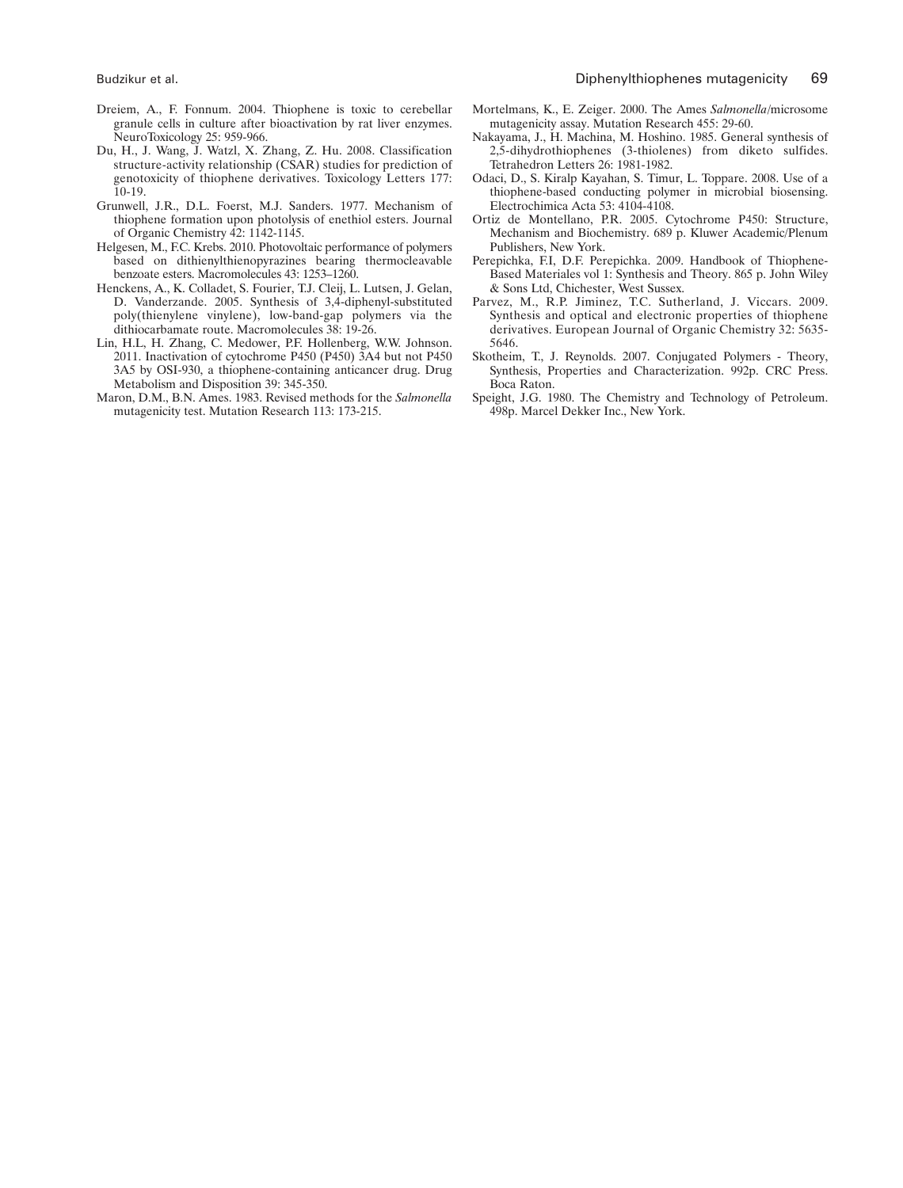Dreiem, A., F. Fonnum. 2004. Thiophene is toxic to cerebellar granule cells in culture after bioactivation by rat liver enzymes. NeuroToxicology 25: 959-966.

Du, H., J. Wang, J. Watzl, X. Zhang, Z. Hu. 2008. Classification structure-activity relationship (CSAR) studies for prediction of genotoxicity of thiophene derivatives. Toxicology Letters 177: 10-19.

Grunwell, J.R., D.L. Foerst, M.J. Sanders. 1977. Mechanism of thiophene formation upon photolysis of enethiol esters. Journal of Organic Chemistry 42: 1142-1145.

Helgesen, M., F.C. Krebs. 2010. Photovoltaic performance of polymers based on dithienylthienopyrazines bearing thermocleavable benzoate esters. Macromolecules 43: 1253–1260.

Henckens, A., K. Colladet, S. Fourier, T.J. Cleij, L. Lutsen, J. Gelan, D. Vanderzande. 2005. Synthesis of 3,4-diphenyl-substituted poly(thienylene vinylene), low-band-gap polymers via the dithiocarbamate route. Macromolecules 38: 19-26.

Lin, H.L, H. Zhang, C. Medower, P.F. Hollenberg, W.W. Johnson. 2011. Inactivation of cytochrome P450 (P450) 3A4 but not P450 3A5 by OSI-930, a thiophene-containing anticancer drug. Drug Metabolism and Disposition 39: 345-350.

Maron, D.M., B.N. Ames. 1983. Revised methods for the *Salmonella* mutagenicity test. Mutation Research 113: 173-215.

Mortelmans, K., E. Zeiger. 2000. The Ames *Salmonella*/microsome mutagenicity assay. Mutation Research 455: 29-60.

Nakayama, J., H. Machina, M. Hoshino. 1985. General synthesis of 2,5-dihydrothiophenes (3-thiolenes) from diketo sulfides. Tetrahedron Letters 26: 1981-1982.

Odaci, D., S. Kiralp Kayahan, S. Timur, L. Toppare. 2008. Use of a thiophene-based conducting polymer in microbial biosensing. Electrochimica Acta 53: 4104-4108.

Ortiz de Montellano, P.R. 2005. Cytochrome P450: Structure, Mechanism and Biochemistry. 689 p. Kluwer Academic/Plenum Publishers, New York.

Perepichka, F.I, D.F. Perepichka. 2009. Handbook of Thiophene-Based Materiales vol 1: Synthesis and Theory. 865 p. John Wiley & Sons Ltd, Chichester, West Sussex.

Parvez, M., R.P. Jiminez, T.C. Sutherland, J. Viccars. 2009. Synthesis and optical and electronic properties of thiophene derivatives. European Journal of Organic Chemistry 32: 5635-5646.

Skotheim, T., J. Reynolds. 2007. Conjugated Polymers - Theory, Synthesis, Properties and Characterization. 992p. CRC Press. Boca Raton.

Speight, J.G. 1980. The Chemistry and Technology of Petroleum. 498p. Marcel Dekker Inc., New York.